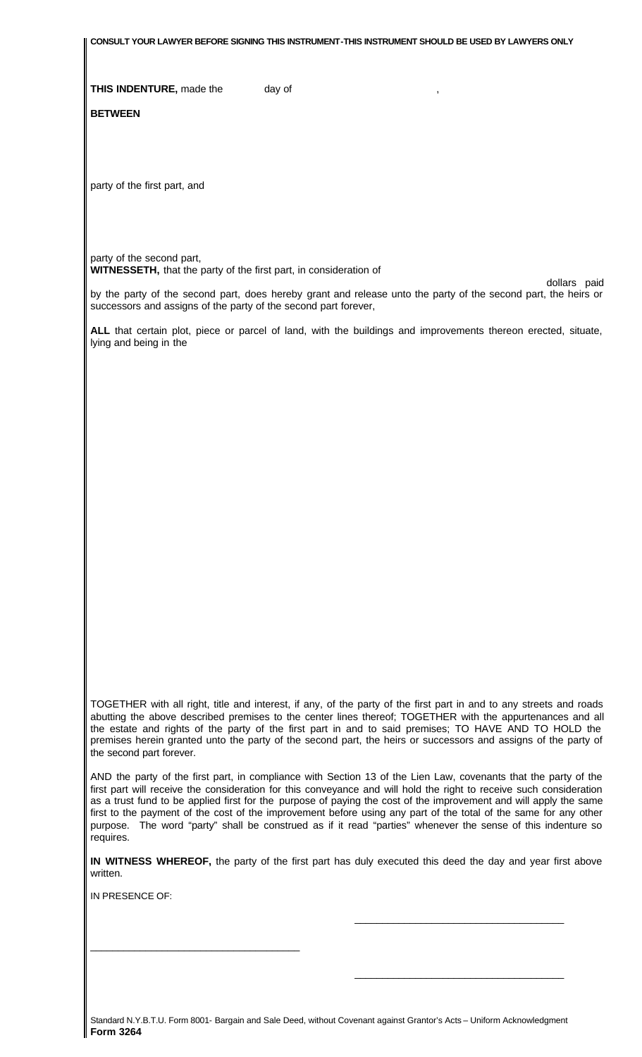**CONSULT YOUR LAWYER BEFORE SIGNING THIS INSTRUMENT-THIS INSTRUMENT SHOULD BE USED BY LAWYERS ONLY**

**THIS INDENTURE,** made the day of ,

**BETWEEN**

party of the first part, and

party of the second part,

**WITNESSETH,** that the party of the first part, in consideration of

dollars paid

by the party of the second part, does hereby grant and release unto the party of the second part, the heirs or successors and assigns of the party of the second part forever,

**ALL** that certain plot, piece or parcel of land, with the buildings and improvements thereon erected, situate, lying and being in the

TOGETHER with all right, title and interest, if any, of the party of the first part in and to any streets and roads abutting the above described premises to the center lines thereof; TOGETHER with the appurtenances and all the estate and rights of the party of the first part in and to said premises; TO HAVE AND TO HOLD the premises herein granted unto the party of the second part, the heirs or successors and assigns of the party of the second part forever.

AND the party of the first part, in compliance with Section 13 of the Lien Law, covenants that the party of the first part will receive the consideration for this conveyance and will hold the right to receive such consideration as a trust fund to be applied first for the purpose of paying the cost of the improvement and will apply the same first to the payment of the cost of the improvement before using any part of the total of the same for any other purpose. The word "party" shall be construed as if it read "parties" whenever the sense of this indenture so requires.

**IN WITNESS WHEREOF,** the party of the first part has duly executed this deed the day and year first above written.

IN PRESENCE OF:

\_\_\_\_\_\_\_\_\_\_\_\_\_\_\_\_\_\_\_\_\_\_\_\_\_\_\_\_\_\_\_\_\_\_\_\_

\_\_\_\_\_\_\_\_\_\_\_\_\_\_\_\_\_\_\_\_\_\_\_\_\_\_\_\_\_\_\_\_\_\_\_\_

\_\_\_\_\_\_\_\_\_\_\_\_\_\_\_\_\_\_\_\_\_\_\_\_\_\_\_\_\_\_\_\_\_\_\_\_

Standard N.Y.B.T.U. Form 8001- Bargain and Sale Deed, without Covenant against Grantor's Acts – Uniform Acknowledgment
**Form 3264**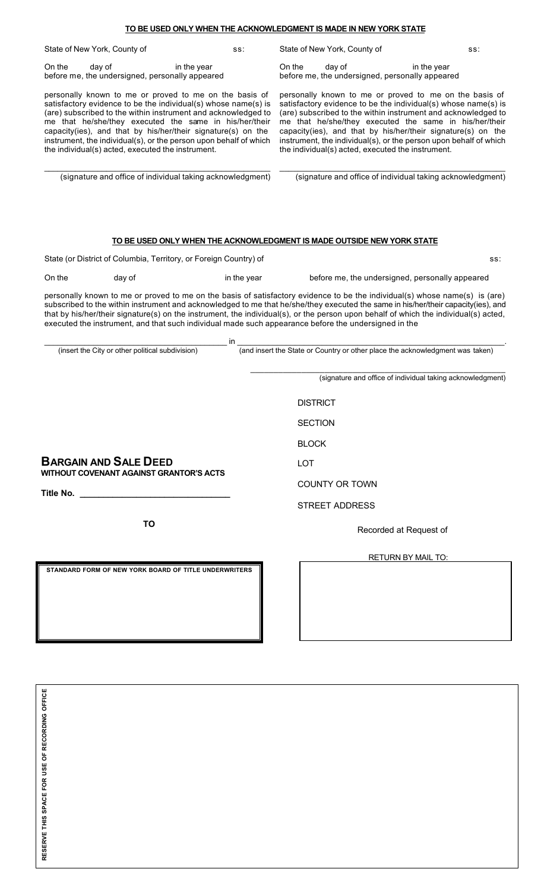**TO BE USED ONLY WHEN THE ACKNOWLEDGMENT IS MADE IN NEW YORK STATE**

State of New York, County of ss:

On the day of in the year
before me, the undersigned, personally appeared

personally known to me or proved to me on the basis of satisfactory evidence to be the individual(s) whose name(s) is (are) subscribed to the within instrument and acknowledged to me that he/she/they executed the same in his/her/their capacity(ies), and that by his/her/their signature(s) on the instrument, the individual(s), or the person upon behalf of which the individual(s) acted, executed the instrument.

\_\_\_\_\_\_\_\_\_\_\_\_\_\_\_\_\_\_\_\_\_\_\_\_\_\_\_\_\_\_\_\_\_\_\_\_\_\_\_\_\_\_\_\_\_\_
(signature and office of individual taking acknowledgment)

State of New York, County of ss:

On the day of in the year
before me, the undersigned, personally appeared

personally known to me or proved to me on the basis of satisfactory evidence to be the individual(s) whose name(s) is (are) subscribed to the within instrument and acknowledged to me that he/she/they executed the same in his/her/their capacity(ies), and that by his/her/their signature(s) on the instrument, the individual(s), or the person upon behalf of which the individual(s) acted, executed the instrument.

\_\_\_\_\_\_\_\_\_\_\_\_\_\_\_\_\_\_\_\_\_\_\_\_\_\_\_\_\_\_\_\_\_\_\_\_\_\_\_\_\_\_\_\_\_\_
(signature and office of individual taking acknowledgment)

**TO BE USED ONLY WHEN THE ACKNOWLEDGMENT IS MADE OUTSIDE NEW YORK STATE**

State (or District of Columbia, Territory, or Foreign Country) of ss:

On the day of in the year before me, the undersigned, personally appeared

personally known to me or proved to me on the basis of satisfactory evidence to be the individual(s) whose name(s) is (are) subscribed to the within instrument and acknowledged to me that he/she/they executed the same in his/her/their capacity(ies), and that by his/her/their signature(s) on the instrument, the individual(s), or the person upon behalf of which the individual(s) acted, executed the instrument, and that such individual made such appearance before the undersigned in the

\_\_\_\_\_\_\_\_\_\_\_\_\_\_\_\_\_\_\_\_\_\_\_\_\_\_\_\_\_\_ in \_\_\_\_\_\_\_\_\_\_\_\_\_\_\_\_\_\_\_\_\_\_\_\_\_\_\_\_\_\_\_\_\_\_\_\_\_\_\_\_\_\_\_\_.
(insert the City or other political subdivision) (and insert the State or Country or other place the acknowledgment was taken)

\_\_\_\_\_\_\_\_\_\_\_\_\_\_\_\_\_\_\_\_\_\_\_\_\_\_\_\_\_\_\_\_\_\_\_\_\_\_\_\_\_\_\_\_\_\_
(signature and office of individual taking acknowledgment)

## BARGAIN AND SALE DEED
**WITHOUT COVENANT AGAINST GRANTOR'S ACTS**

**Title No.** \_\_\_\_\_\_\_\_\_\_\_\_\_\_\_\_\_\_\_\_\_\_\_\_\_\_\_\_\_\_

**TO**

**STANDARD FORM OF NEW YORK BOARD OF TITLE UNDERWRITERS**

DISTRICT

SECTION

BLOCK

LOT

COUNTY OR TOWN

STREET ADDRESS

Recorded at Request of

RETURN BY MAIL TO:

**RESERVE THIS SPACE FOR USE OF RECORDING OFFICE**